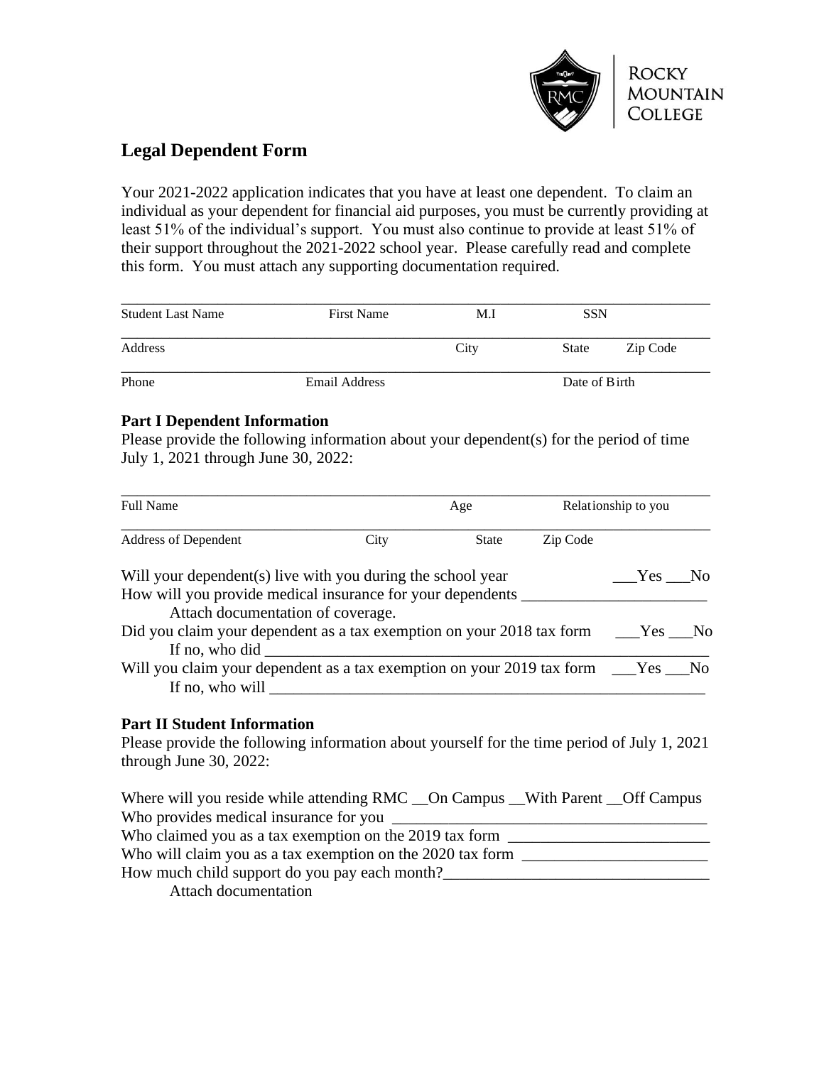Rocky Mountain College

# Legal Dependent Form

Your 2021-2022 application indicates that you have at least one dependent. To claim an individual as your dependent for financial aid purposes, you must be currently providing at least 51% of the individual's support. You must also continue to provide at least 51% of their support throughout the 2021-2022 school year. Please carefully read and complete this form. You must attach any supporting documentation required.

______________________________________________________________________

Student Last Name        First Name        M.I        SSN

______________________________________________________________________

Address        City        State        Zip Code

______________________________________________________________________

Phone        Email Address        Date of Birth

**Part I Dependent Information**

Please provide the following information about your dependent(s) for the period of time July 1, 2021 through June 30, 2022:

______________________________________________________________________

Full Name        Age        Relationship to you

______________________________________________________________________

Address of Dependent        City        State        Zip Code

Will your dependent(s) live with you during the school year        ___Yes ___No

How will you provide medical insurance for your dependents _______________________

Attach documentation of coverage.

Did you claim your dependent as a tax exemption on your 2018 tax form        ___Yes ___No

If no, who did _______________________________________________________

Will you claim your dependent as a tax exemption on your 2019 tax form        ___Yes ___No

If no, who will ______________________________________________________

**Part II Student Information**

Please provide the following information about yourself for the time period of July 1, 2021 through June 30, 2022:

Where will you reside while attending RMC __On Campus __With Parent __Off Campus

Who provides medical insurance for you _______________________________________

Who claimed you as a tax exemption on the 2019 tax form ________________________

Who will claim you as a tax exemption on the 2020 tax form _______________________

How much child support do you pay each month?________________________________

Attach documentation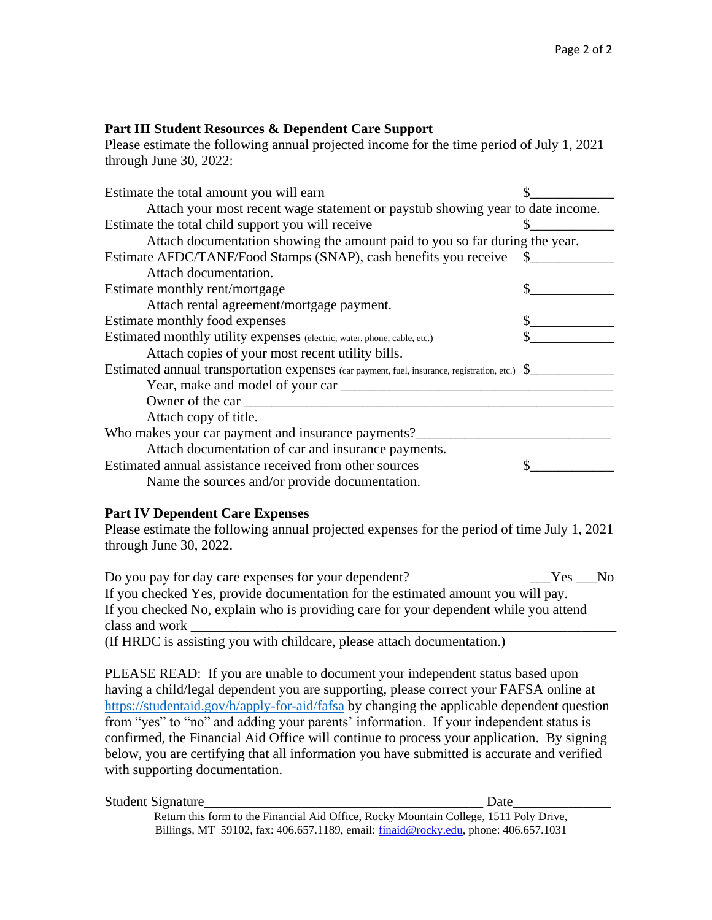**Part III Student Resources & Dependent Care Support**

Please estimate the following annual projected income for the time period of July 1, 2021 through June 30, 2022:

Estimate the total amount you will earn $____________

Attach your most recent wage statement or paystub showing year to date income.

Estimate the total child support you will receive $____________

Attach documentation showing the amount paid to you so far during the year.

Estimate AFDC/TANF/Food Stamps (SNAP), cash benefits you receive $____________

Attach documentation.

Estimate monthly rent/mortgage $____________

Attach rental agreement/mortgage payment.

Estimate monthly food expenses $____________

Estimated monthly utility expenses (electric, water, phone, cable, etc.) $____________

Attach copies of your most recent utility bills.

Estimated annual transportation expenses (car payment, fuel, insurance, registration, etc.) $____________

Year, make and model of your car ________________________________________

Owner of the car ______________________________________________________

Attach copy of title.

Who makes your car payment and insurance payments?___________________________

Attach documentation of car and insurance payments.

Estimated annual assistance received from other sources $____________

Name the sources and/or provide documentation.

**Part IV Dependent Care Expenses**

Please estimate the following annual projected expenses for the period of time July 1, 2021 through June 30, 2022.

Do you pay for day care expenses for your dependent? ___Yes ___No

If you checked Yes, provide documentation for the estimated amount you will pay.

If you checked No, explain who is providing care for your dependent while you attend class and work ______________________________________________________________

(If HRDC is assisting you with childcare, please attach documentation.)

PLEASE READ: If you are unable to document your independent status based upon having a child/legal dependent you are supporting, please correct your FAFSA online at https://studentaid.gov/h/apply-for-aid/fafsa by changing the applicable dependent question from "yes" to "no" and adding your parents' information. If your independent status is confirmed, the Financial Aid Office will continue to process your application. By signing below, you are certifying that all information you have submitted is accurate and verified with supporting documentation.

Student Signature________________________________________ Date______________

Return this form to the Financial Aid Office, Rocky Mountain College, 1511 Poly Drive, Billings, MT 59102, fax: 406.657.1189, email: finaid@rocky.edu, phone: 406.657.1031